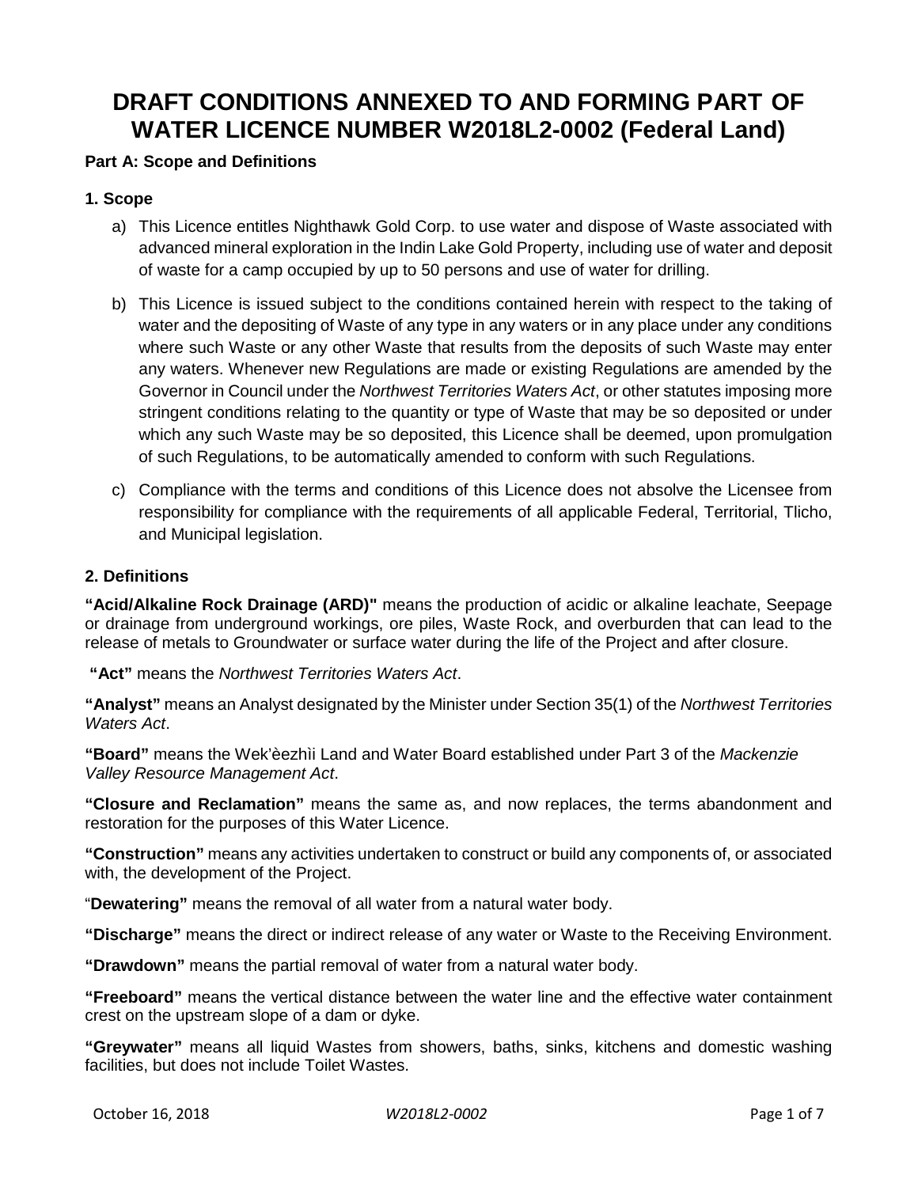# DRAFT CONDITIONS ANNEXED TO AND FORMING PART OF WATER LICENCE NUMBER W2018L2-0002 (Federal Land)

**Part A: Scope and Definitions**

**1. Scope**

a) This Licence entitles Nighthawk Gold Corp. to use water and dispose of Waste associated with advanced mineral exploration in the Indin Lake Gold Property, including use of water and deposit of waste for a camp occupied by up to 50 persons and use of water for drilling.

b) This Licence is issued subject to the conditions contained herein with respect to the taking of water and the depositing of Waste of any type in any waters or in any place under any conditions where such Waste or any other Waste that results from the deposits of such Waste may enter any waters. Whenever new Regulations are made or existing Regulations are amended by the Governor in Council under the *Northwest Territories Waters Act*, or other statutes imposing more stringent conditions relating to the quantity or type of Waste that may be so deposited or under which any such Waste may be so deposited, this Licence shall be deemed, upon promulgation of such Regulations, to be automatically amended to conform with such Regulations.

c) Compliance with the terms and conditions of this Licence does not absolve the Licensee from responsibility for compliance with the requirements of all applicable Federal, Territorial, Tlicho, and Municipal legislation.

**2. Definitions**

**"Acid/Alkaline Rock Drainage (ARD)"** means the production of acidic or alkaline leachate, Seepage or drainage from underground workings, ore piles, Waste Rock, and overburden that can lead to the release of metals to Groundwater or surface water during the life of the Project and after closure.

**"Act"** means the *Northwest Territories Waters Act*.

**"Analyst"** means an Analyst designated by the Minister under Section 35(1) of the *Northwest Territories Waters Act*.

**"Board"** means the Wek'èezhìi Land and Water Board established under Part 3 of the *Mackenzie Valley Resource Management Act*.

**"Closure and Reclamation"** means the same as, and now replaces, the terms abandonment and restoration for the purposes of this Water Licence.

**"Construction"** means any activities undertaken to construct or build any components of, or associated with, the development of the Project.

**"Dewatering"** means the removal of all water from a natural water body.

**"Discharge"** means the direct or indirect release of any water or Waste to the Receiving Environment.

**"Drawdown"** means the partial removal of water from a natural water body.

**"Freeboard"** means the vertical distance between the water line and the effective water containment crest on the upstream slope of a dam or dyke.

**"Greywater"** means all liquid Wastes from showers, baths, sinks, kitchens and domestic washing facilities, but does not include Toilet Wastes.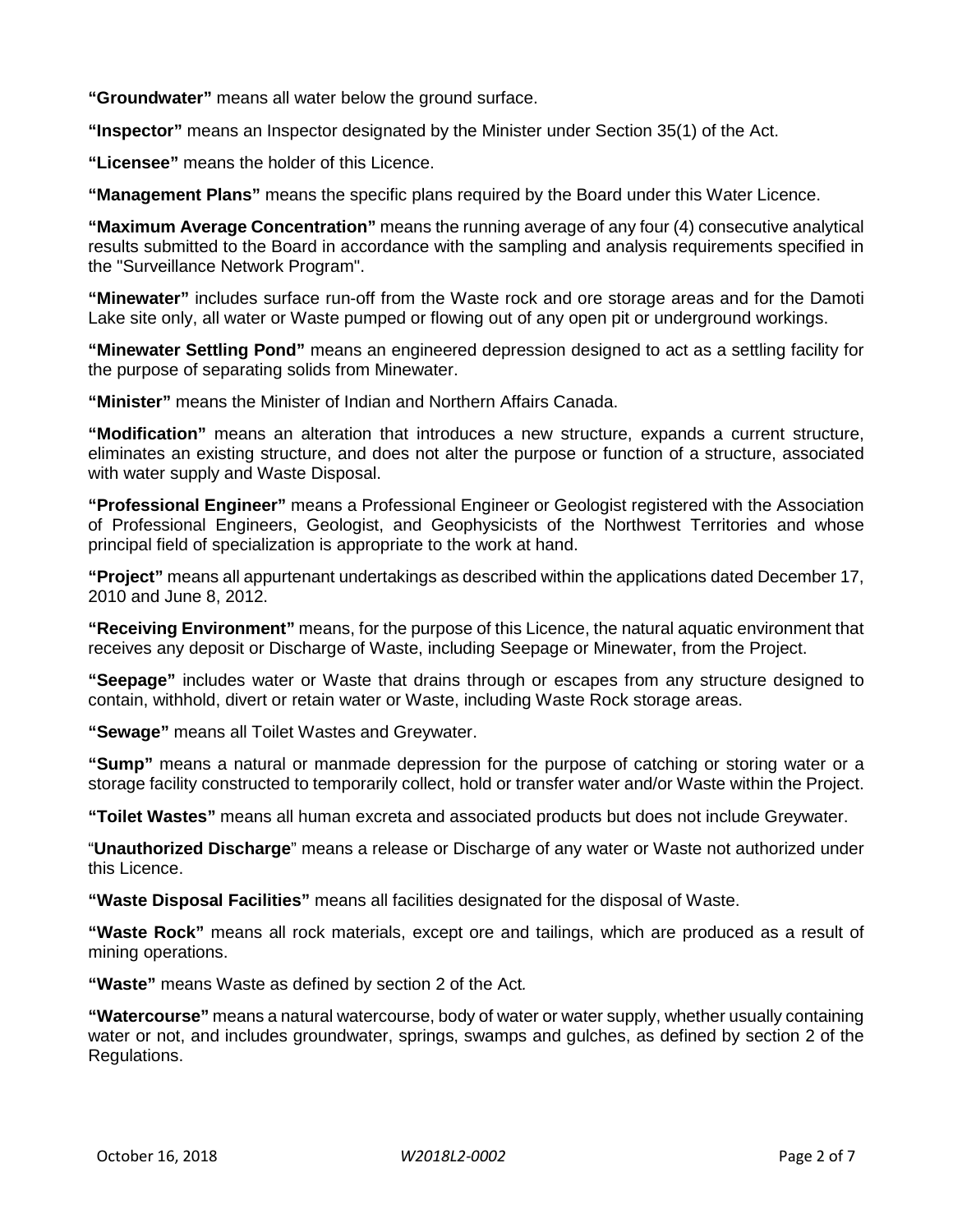**"Groundwater"** means all water below the ground surface.

**"Inspector"** means an Inspector designated by the Minister under Section 35(1) of the Act.

**"Licensee"** means the holder of this Licence.

**"Management Plans"** means the specific plans required by the Board under this Water Licence.

**"Maximum Average Concentration"** means the running average of any four (4) consecutive analytical results submitted to the Board in accordance with the sampling and analysis requirements specified in the "Surveillance Network Program".

**"Minewater"** includes surface run-off from the Waste rock and ore storage areas and for the Damoti Lake site only, all water or Waste pumped or flowing out of any open pit or underground workings.

**"Minewater Settling Pond"** means an engineered depression designed to act as a settling facility for the purpose of separating solids from Minewater.

**"Minister"** means the Minister of Indian and Northern Affairs Canada.

**"Modification"** means an alteration that introduces a new structure, expands a current structure, eliminates an existing structure, and does not alter the purpose or function of a structure, associated with water supply and Waste Disposal.

**"Professional Engineer"** means a Professional Engineer or Geologist registered with the Association of Professional Engineers, Geologist, and Geophysicists of the Northwest Territories and whose principal field of specialization is appropriate to the work at hand.

**"Project"** means all appurtenant undertakings as described within the applications dated December 17, 2010 and June 8, 2012.

**"Receiving Environment"** means, for the purpose of this Licence, the natural aquatic environment that receives any deposit or Discharge of Waste, including Seepage or Minewater, from the Project.

**"Seepage"** includes water or Waste that drains through or escapes from any structure designed to contain, withhold, divert or retain water or Waste, including Waste Rock storage areas.

**"Sewage"** means all Toilet Wastes and Greywater.

**"Sump"** means a natural or manmade depression for the purpose of catching or storing water or a storage facility constructed to temporarily collect, hold or transfer water and/or Waste within the Project.

**"Toilet Wastes"** means all human excreta and associated products but does not include Greywater.

"**Unauthorized Discharge**" means a release or Discharge of any water or Waste not authorized under this Licence.

**"Waste Disposal Facilities"** means all facilities designated for the disposal of Waste.

**"Waste Rock"** means all rock materials, except ore and tailings, which are produced as a result of mining operations.

**"Waste"** means Waste as defined by section 2 of the Act*.*

**"Watercourse"** means a natural watercourse, body of water or water supply, whether usually containing water or not, and includes groundwater, springs, swamps and gulches, as defined by section 2 of the Regulations.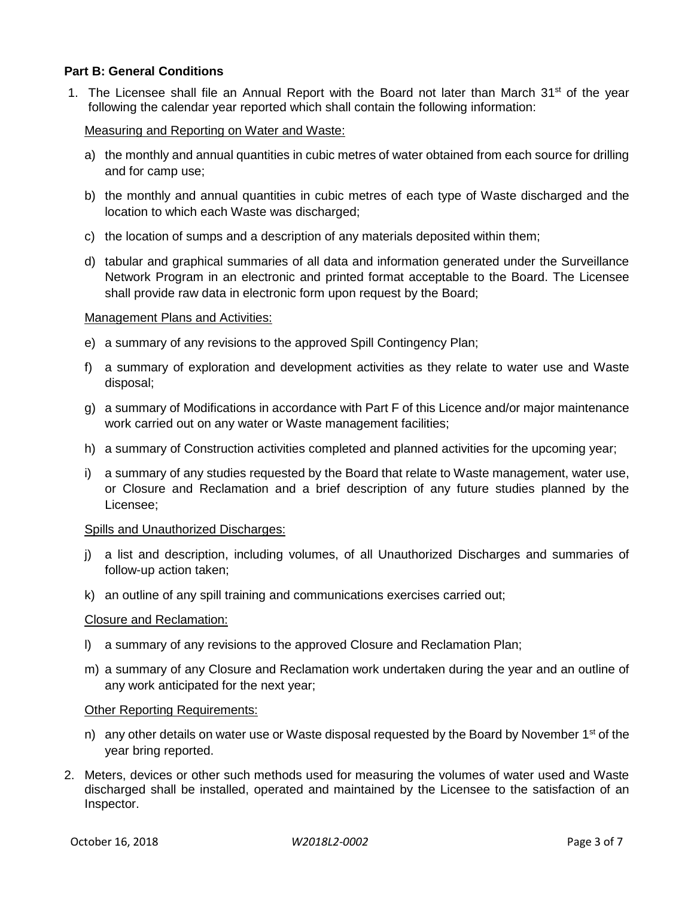**Part B: General Conditions**

1. The Licensee shall file an Annual Report with the Board not later than March 31st of the year following the calendar year reported which shall contain the following information:

   Measuring and Reporting on Water and Waste:

   a) the monthly and annual quantities in cubic metres of water obtained from each source for drilling and for camp use;

   b) the monthly and annual quantities in cubic metres of each type of Waste discharged and the location to which each Waste was discharged;

   c) the location of sumps and a description of any materials deposited within them;

   d) tabular and graphical summaries of all data and information generated under the Surveillance Network Program in an electronic and printed format acceptable to the Board. The Licensee shall provide raw data in electronic form upon request by the Board;

   Management Plans and Activities:

   e) a summary of any revisions to the approved Spill Contingency Plan;

   f) a summary of exploration and development activities as they relate to water use and Waste disposal;

   g) a summary of Modifications in accordance with Part F of this Licence and/or major maintenance work carried out on any water or Waste management facilities;

   h) a summary of Construction activities completed and planned activities for the upcoming year;

   i) a summary of any studies requested by the Board that relate to Waste management, water use, or Closure and Reclamation and a brief description of any future studies planned by the Licensee;

   Spills and Unauthorized Discharges:

   j) a list and description, including volumes, of all Unauthorized Discharges and summaries of follow-up action taken;

   k) an outline of any spill training and communications exercises carried out;

   Closure and Reclamation:

   l) a summary of any revisions to the approved Closure and Reclamation Plan;

   m) a summary of any Closure and Reclamation work undertaken during the year and an outline of any work anticipated for the next year;

   Other Reporting Requirements:

   n) any other details on water use or Waste disposal requested by the Board by November 1st of the year bring reported.

2. Meters, devices or other such methods used for measuring the volumes of water used and Waste discharged shall be installed, operated and maintained by the Licensee to the satisfaction of an Inspector.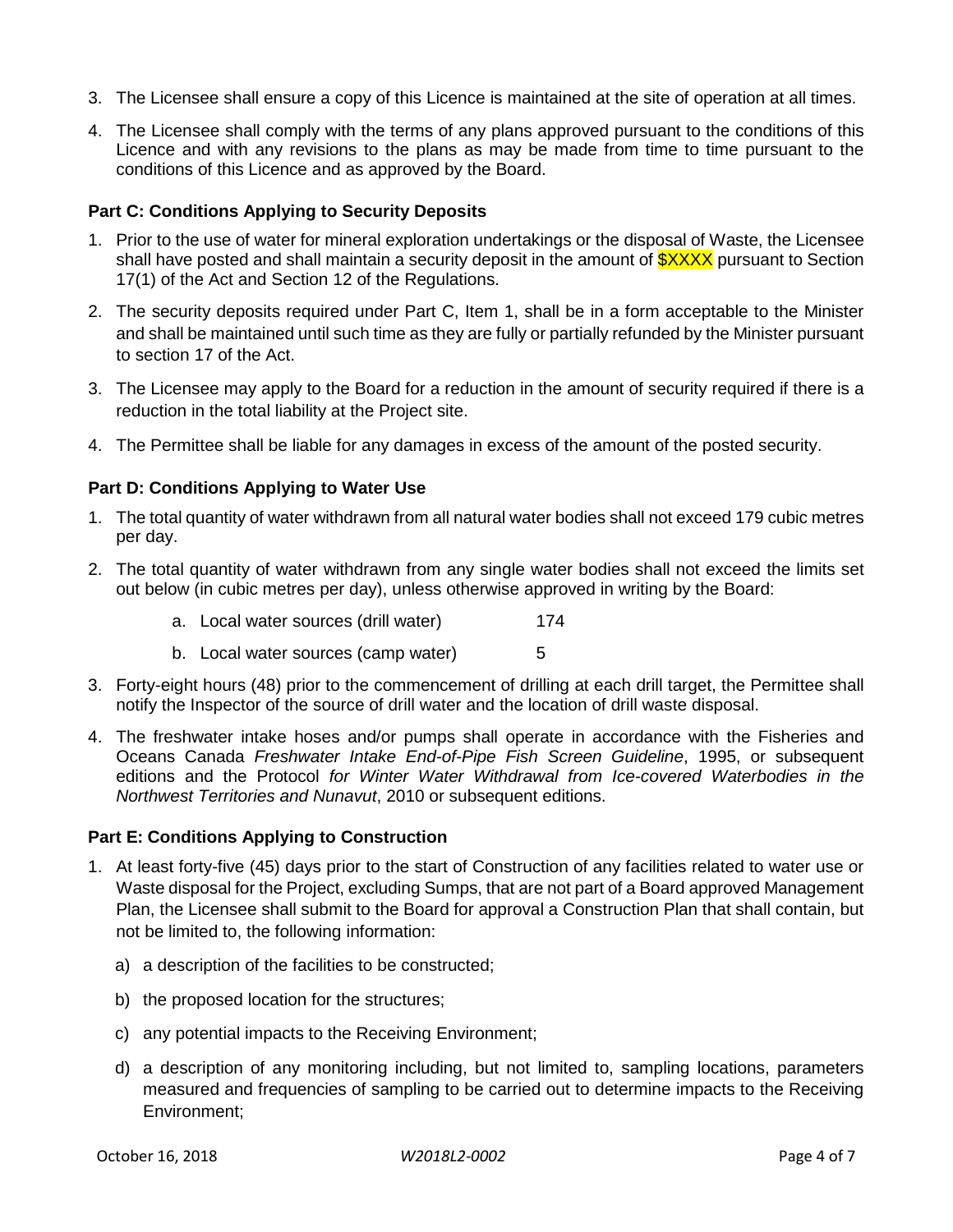3. The Licensee shall ensure a copy of this Licence is maintained at the site of operation at all times.

4. The Licensee shall comply with the terms of any plans approved pursuant to the conditions of this Licence and with any revisions to the plans as may be made from time to time pursuant to the conditions of this Licence and as approved by the Board.

### Part C: Conditions Applying to Security Deposits

1. Prior to the use of water for mineral exploration undertakings or the disposal of Waste, the Licensee shall have posted and shall maintain a security deposit in the amount of $XXXX pursuant to Section 17(1) of the Act and Section 12 of the Regulations.

2. The security deposits required under Part C, Item 1, shall be in a form acceptable to the Minister and shall be maintained until such time as they are fully or partially refunded by the Minister pursuant to section 17 of the Act.

3. The Licensee may apply to the Board for a reduction in the amount of security required if there is a reduction in the total liability at the Project site.

4. The Permittee shall be liable for any damages in excess of the amount of the posted security.

### Part D: Conditions Applying to Water Use

1. The total quantity of water withdrawn from all natural water bodies shall not exceed 179 cubic metres per day.

2. The total quantity of water withdrawn from any single water bodies shall not exceed the limits set out below (in cubic metres per day), unless otherwise approved in writing by the Board:

   a. Local water sources (drill water) 174

   b. Local water sources (camp water) 5

3. Forty-eight hours (48) prior to the commencement of drilling at each drill target, the Permittee shall notify the Inspector of the source of drill water and the location of drill waste disposal.

4. The freshwater intake hoses and/or pumps shall operate in accordance with the Fisheries and Oceans Canada *Freshwater Intake End-of-Pipe Fish Screen Guideline*, 1995, or subsequent editions and the Protocol *for Winter Water Withdrawal from Ice-covered Waterbodies in the Northwest Territories and Nunavut*, 2010 or subsequent editions.

### Part E: Conditions Applying to Construction

1. At least forty-five (45) days prior to the start of Construction of any facilities related to water use or Waste disposal for the Project, excluding Sumps, that are not part of a Board approved Management Plan, the Licensee shall submit to the Board for approval a Construction Plan that shall contain, but not be limited to, the following information:

   a) a description of the facilities to be constructed;

   b) the proposed location for the structures;

   c) any potential impacts to the Receiving Environment;

   d) a description of any monitoring including, but not limited to, sampling locations, parameters measured and frequencies of sampling to be carried out to determine impacts to the Receiving Environment;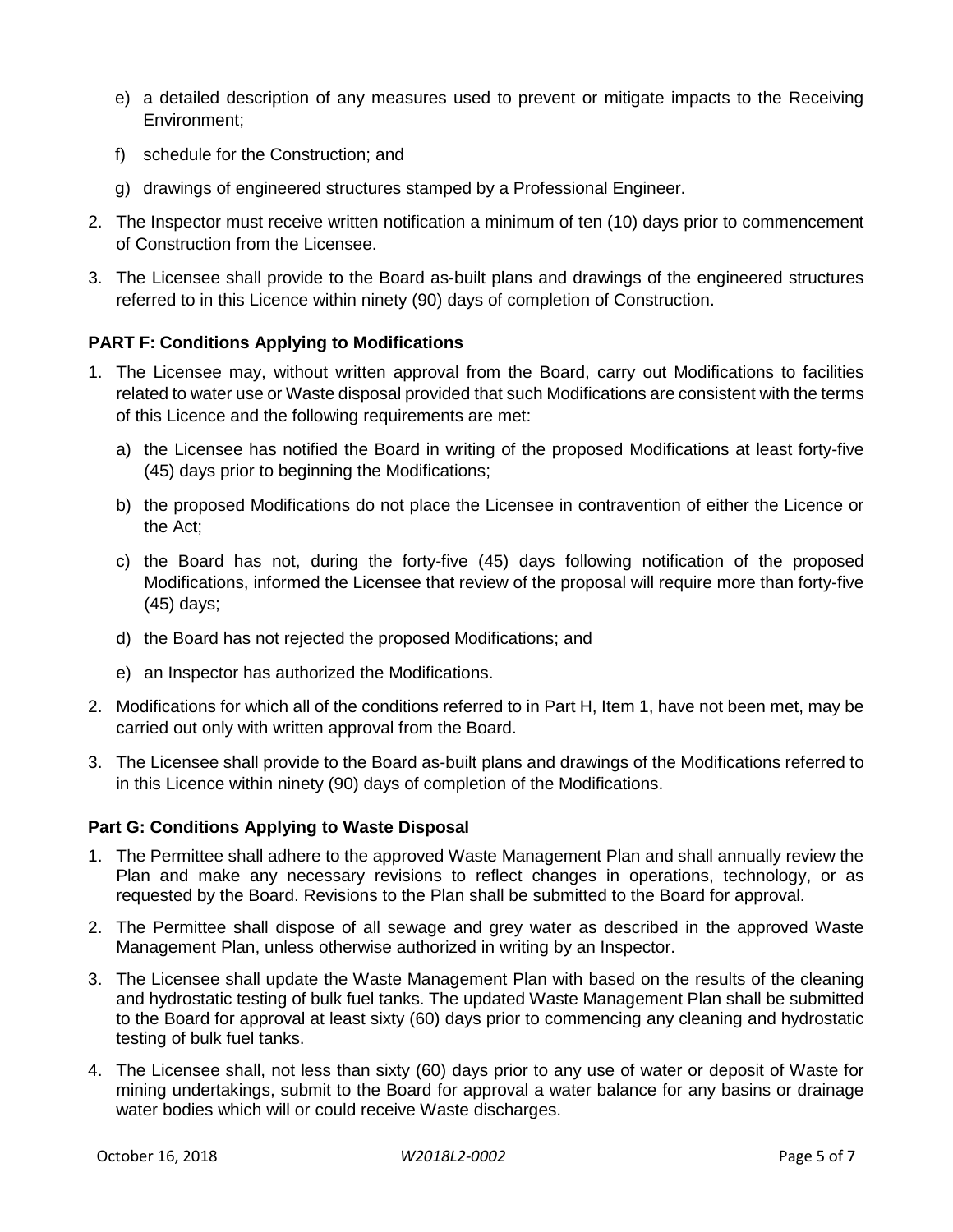e) a detailed description of any measures used to prevent or mitigate impacts to the Receiving Environment;

f) schedule for the Construction; and

g) drawings of engineered structures stamped by a Professional Engineer.

2. The Inspector must receive written notification a minimum of ten (10) days prior to commencement of Construction from the Licensee.

3. The Licensee shall provide to the Board as-built plans and drawings of the engineered structures referred to in this Licence within ninety (90) days of completion of Construction.

### PART F: Conditions Applying to Modifications

1. The Licensee may, without written approval from the Board, carry out Modifications to facilities related to water use or Waste disposal provided that such Modifications are consistent with the terms of this Licence and the following requirements are met:

   a) the Licensee has notified the Board in writing of the proposed Modifications at least forty-five (45) days prior to beginning the Modifications;

   b) the proposed Modifications do not place the Licensee in contravention of either the Licence or the Act;

   c) the Board has not, during the forty-five (45) days following notification of the proposed Modifications, informed the Licensee that review of the proposal will require more than forty-five (45) days;

   d) the Board has not rejected the proposed Modifications; and

   e) an Inspector has authorized the Modifications.

2. Modifications for which all of the conditions referred to in Part H, Item 1, have not been met, may be carried out only with written approval from the Board.

3. The Licensee shall provide to the Board as-built plans and drawings of the Modifications referred to in this Licence within ninety (90) days of completion of the Modifications.

### Part G: Conditions Applying to Waste Disposal

1. The Permittee shall adhere to the approved Waste Management Plan and shall annually review the Plan and make any necessary revisions to reflect changes in operations, technology, or as requested by the Board. Revisions to the Plan shall be submitted to the Board for approval.

2. The Permittee shall dispose of all sewage and grey water as described in the approved Waste Management Plan, unless otherwise authorized in writing by an Inspector.

3. The Licensee shall update the Waste Management Plan with based on the results of the cleaning and hydrostatic testing of bulk fuel tanks. The updated Waste Management Plan shall be submitted to the Board for approval at least sixty (60) days prior to commencing any cleaning and hydrostatic testing of bulk fuel tanks.

4. The Licensee shall, not less than sixty (60) days prior to any use of water or deposit of Waste for mining undertakings, submit to the Board for approval a water balance for any basins or drainage water bodies which will or could receive Waste discharges.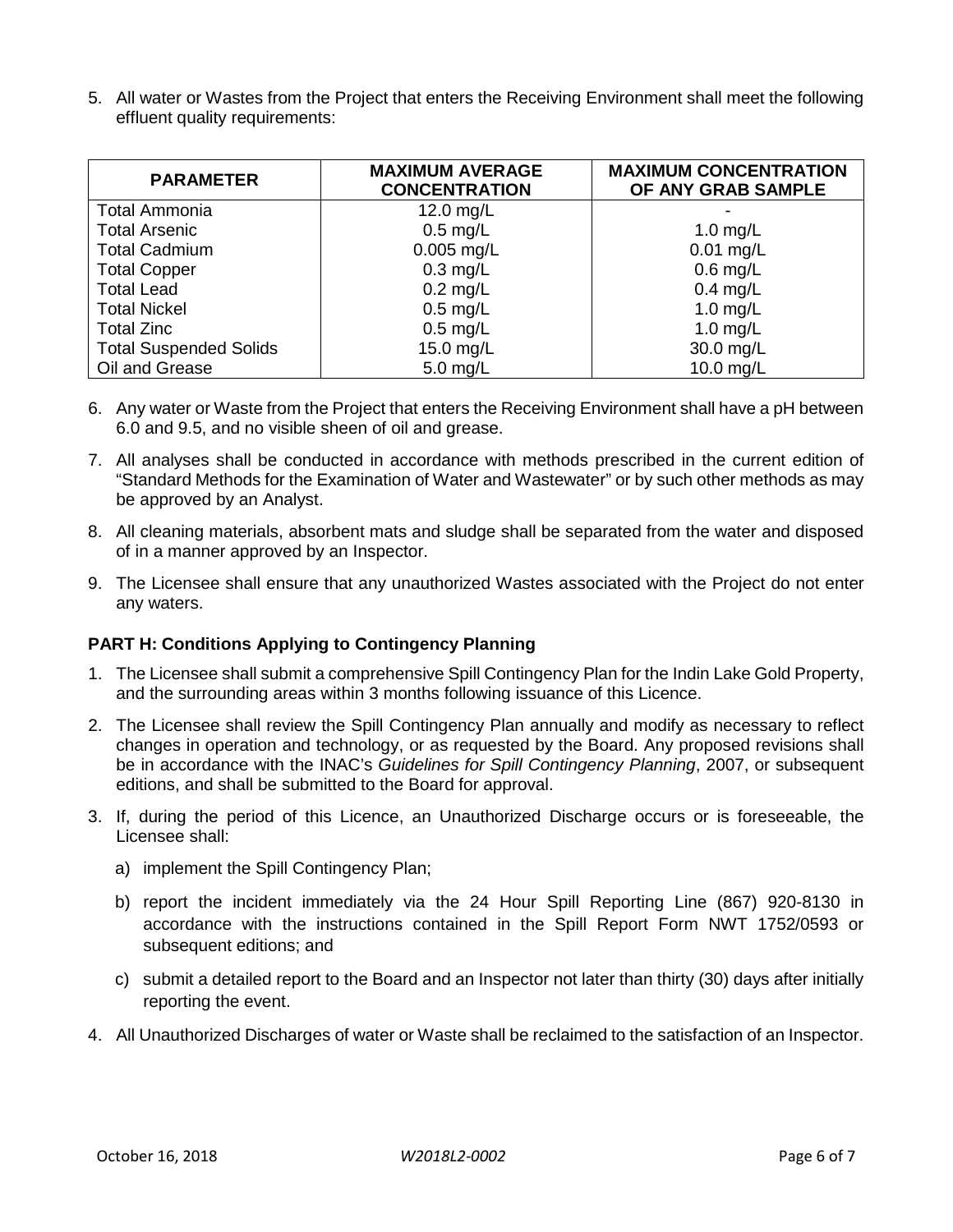5. All water or Wastes from the Project that enters the Receiving Environment shall meet the following effluent quality requirements:

| PARAMETER | MAXIMUM AVERAGE CONCENTRATION | MAXIMUM CONCENTRATION OF ANY GRAB SAMPLE |
| --- | --- | --- |
| Total Ammonia | 12.0 mg/L | - |
| Total Arsenic | 0.5 mg/L | 1.0 mg/L |
| Total Cadmium | 0.005 mg/L | 0.01 mg/L |
| Total Copper | 0.3 mg/L | 0.6 mg/L |
| Total Lead | 0.2 mg/L | 0.4 mg/L |
| Total Nickel | 0.5 mg/L | 1.0 mg/L |
| Total Zinc | 0.5 mg/L | 1.0 mg/L |
| Total Suspended Solids | 15.0 mg/L | 30.0 mg/L |
| Oil and Grease | 5.0 mg/L | 10.0 mg/L |

6. Any water or Waste from the Project that enters the Receiving Environment shall have a pH between 6.0 and 9.5, and no visible sheen of oil and grease.

7. All analyses shall be conducted in accordance with methods prescribed in the current edition of "Standard Methods for the Examination of Water and Wastewater" or by such other methods as may be approved by an Analyst.

8. All cleaning materials, absorbent mats and sludge shall be separated from the water and disposed of in a manner approved by an Inspector.

9. The Licensee shall ensure that any unauthorized Wastes associated with the Project do not enter any waters.

**PART H: Conditions Applying to Contingency Planning**

1. The Licensee shall submit a comprehensive Spill Contingency Plan for the Indin Lake Gold Property, and the surrounding areas within 3 months following issuance of this Licence.

2. The Licensee shall review the Spill Contingency Plan annually and modify as necessary to reflect changes in operation and technology, or as requested by the Board. Any proposed revisions shall be in accordance with the INAC's *Guidelines for Spill Contingency Planning*, 2007, or subsequent editions, and shall be submitted to the Board for approval.

3. If, during the period of this Licence, an Unauthorized Discharge occurs or is foreseeable, the Licensee shall:

   a) implement the Spill Contingency Plan;

   b) report the incident immediately via the 24 Hour Spill Reporting Line (867) 920-8130 in accordance with the instructions contained in the Spill Report Form NWT 1752/0593 or subsequent editions; and

   c) submit a detailed report to the Board and an Inspector not later than thirty (30) days after initially reporting the event.

4. All Unauthorized Discharges of water or Waste shall be reclaimed to the satisfaction of an Inspector.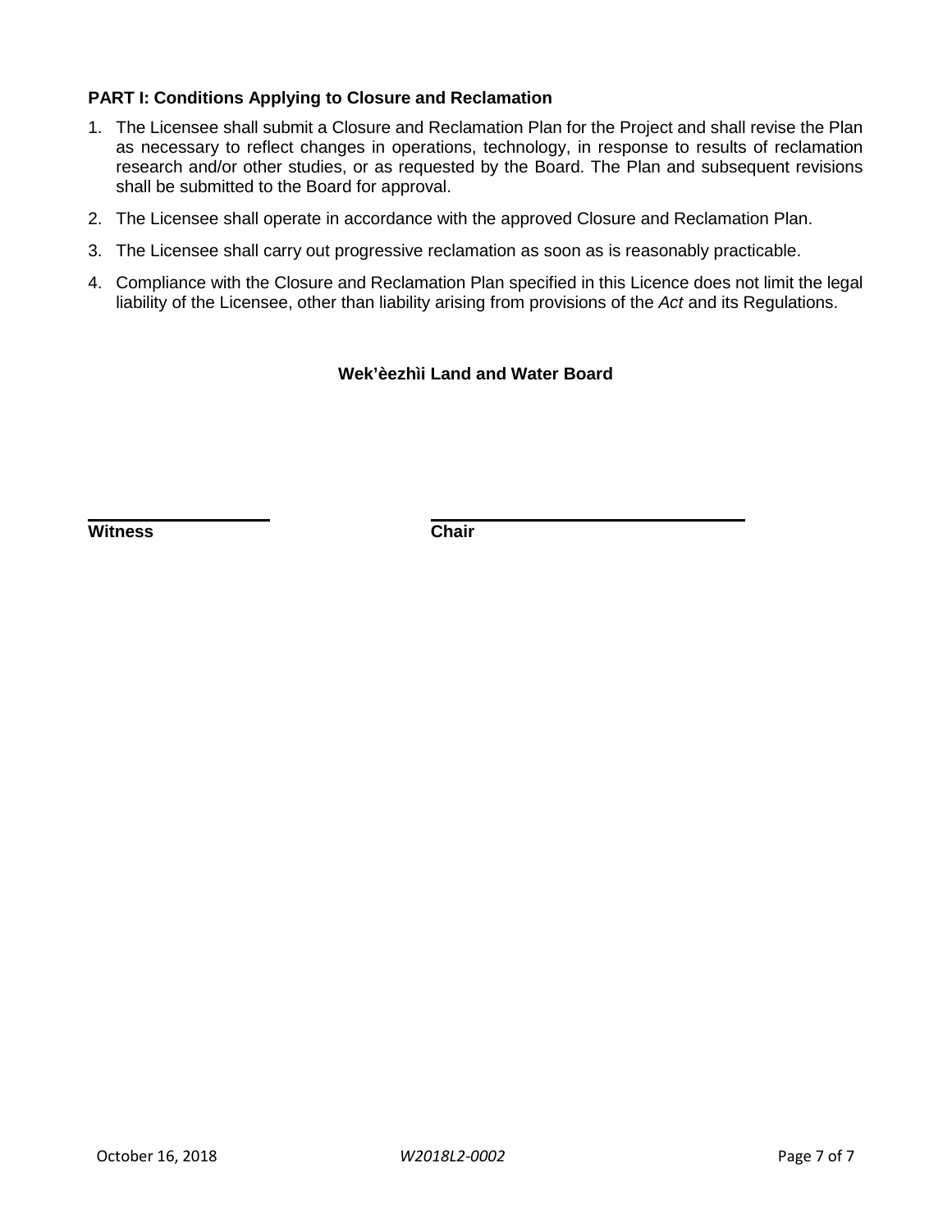## PART I: Conditions Applying to Closure and Reclamation

1. The Licensee shall submit a Closure and Reclamation Plan for the Project and shall revise the Plan as necessary to reflect changes in operations, technology, in response to results of reclamation research and/or other studies, or as requested by the Board. The Plan and subsequent revisions shall be submitted to the Board for approval.
2. The Licensee shall operate in accordance with the approved Closure and Reclamation Plan.
3. The Licensee shall carry out progressive reclamation as soon as is reasonably practicable.
4. Compliance with the Closure and Reclamation Plan specified in this Licence does not limit the legal liability of the Licensee, other than liability arising from provisions of the *Act* and its Regulations.

**Wek'èezhìi Land and Water Board**

\_\_\_\_\_\_\_\_\_\_\_\_\_\_\_\_\_\_\_\_ \_\_\_\_\_\_\_\_\_\_\_\_\_\_\_\_\_\_\_\_\_\_\_\_\_\_\_\_\_\_

**Witness** **Chair**